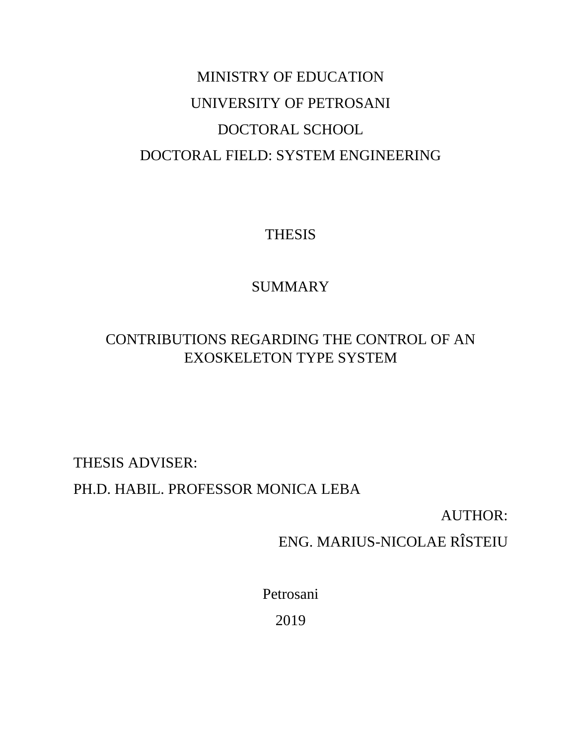MINISTRY OF EDUCATION

UNIVERSITY OF PETROSANI

DOCTORAL SCHOOL

DOCTORAL FIELD: SYSTEM ENGINEERING

THESIS

SUMMARY

# CONTRIBUTIONS REGARDING THE CONTROL OF AN EXOSKELETON TYPE SYSTEM

THESIS ADVISER:

PH.D. HABIL. PROFESSOR MONICA LEBA

AUTHOR:

ENG. MARIUS-NICOLAE RÎSTEIU

Petrosani

2019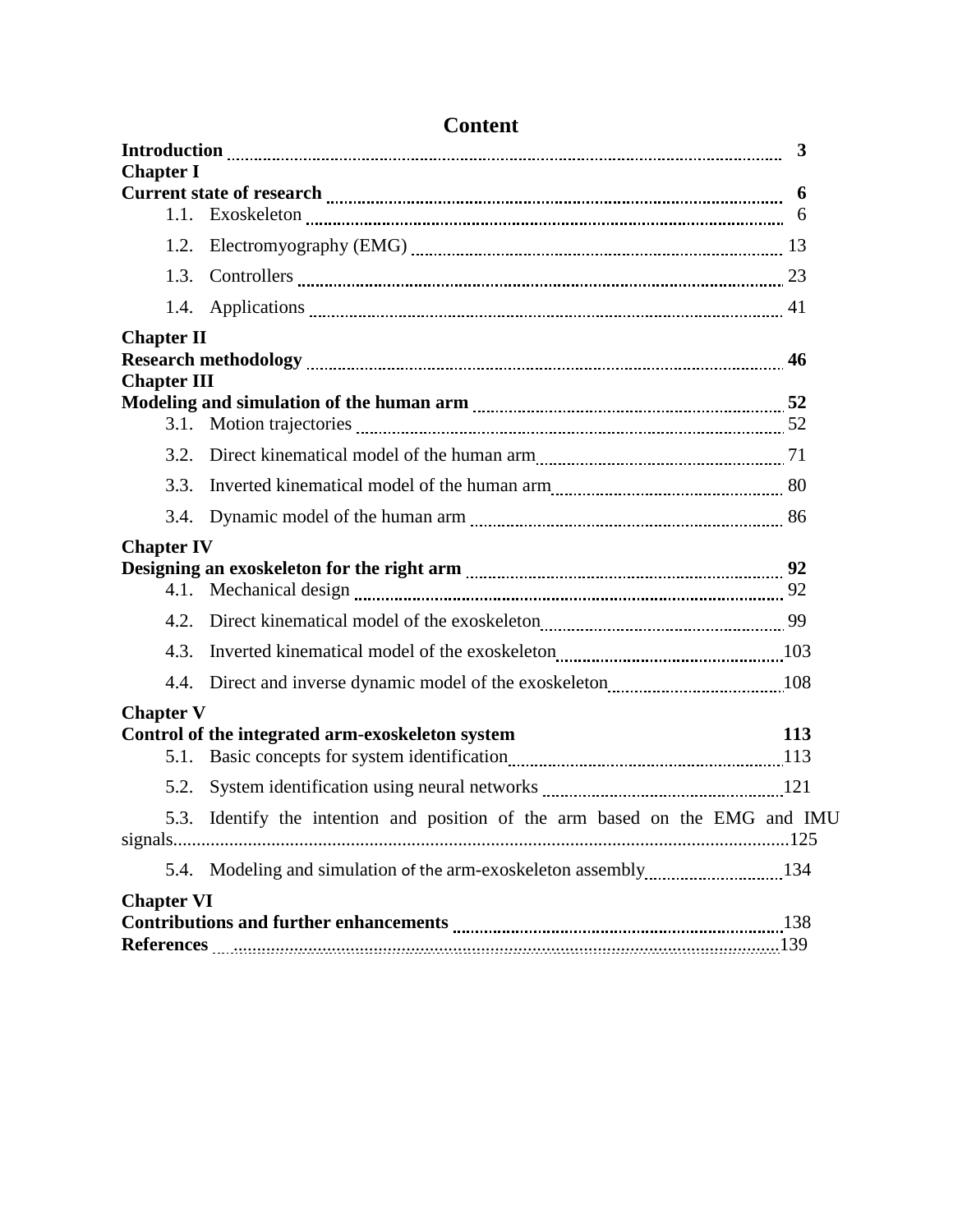# Content

**Introduction** ..................................................................................................... **3**

**Chapter I**

**Current state of research** ..................................................................................... **6**

1.1. Exoskeleton ..................................................................................................... 6

1.2. Electromyography (EMG) ............................................................................... 13

1.3. Controllers ....................................................................................................... 23

1.4. Applications ..................................................................................................... 41

**Chapter II**

**Research methodology** ........................................................................................ **46**

**Chapter III**

**Modeling and simulation of the human arm** ........................................................ **52**

3.1. Motion trajectories .......................................................................................... 52

3.2. Direct kinematical model of the human arm .................................................. 71

3.3. Inverted kinematical model of the human arm ............................................... 80

3.4. Dynamic model of the human arm ................................................................. 86

**Chapter IV**

**Designing an exoskeleton for the right arm** ........................................................ **92**

4.1. Mechanical design ........................................................................................... 92

4.2. Direct kinematical model of the exoskeleton .................................................. 99

4.3. Inverted kinematical model of the exoskeleton .............................................. 103

4.4. Direct and inverse dynamic model of the exoskeleton ................................... 108

**Chapter V**

**Control of the integrated arm-exoskeleton system** **113**

5.1. Basic concepts for system identification ........................................................ 113

5.2. System identification using neural networks ................................................. 121

5.3. Identify the intention and position of the arm based on the EMG and IMU signals......................................................................................................................125

5.4. Modeling and simulation of the arm-exoskeleton assembly .......................... 134

**Chapter VI**

**Contributions and further enhancements** ........................................................... 138

**References** ......................................................................................................... 139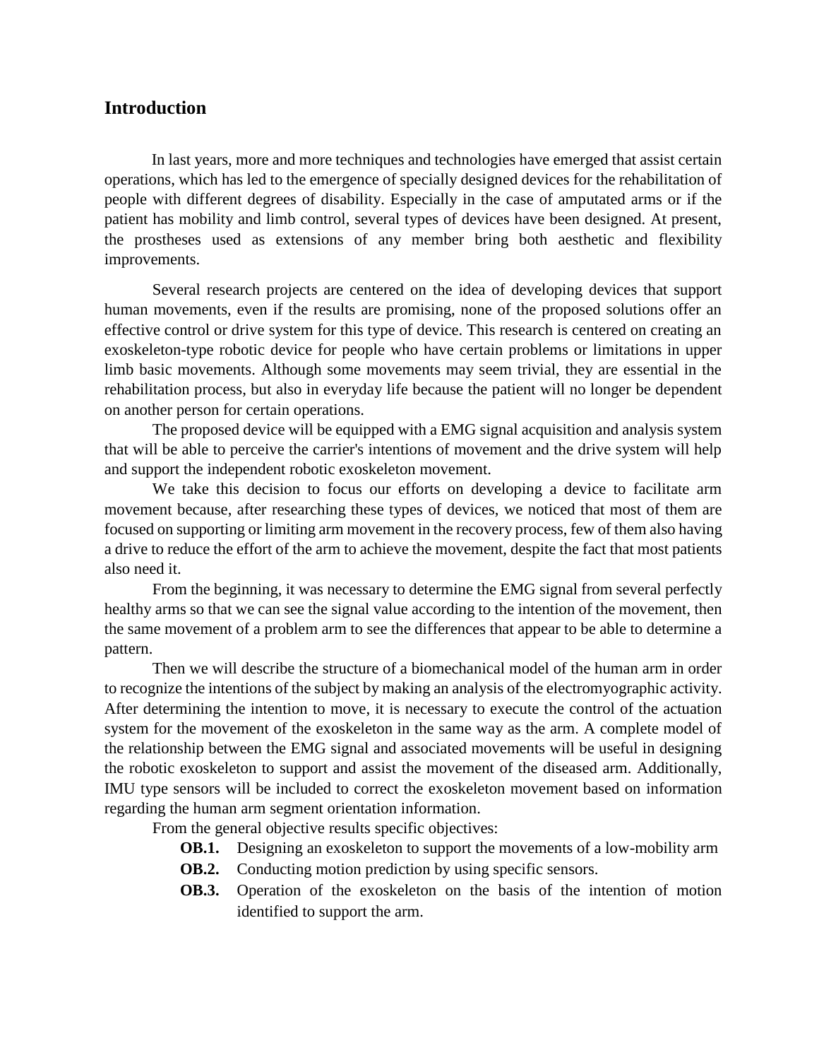## Introduction

In last years, more and more techniques and technologies have emerged that assist certain operations, which has led to the emergence of specially designed devices for the rehabilitation of people with different degrees of disability. Especially in the case of amputated arms or if the patient has mobility and limb control, several types of devices have been designed. At present, the prostheses used as extensions of any member bring both aesthetic and flexibility improvements.

Several research projects are centered on the idea of developing devices that support human movements, even if the results are promising, none of the proposed solutions offer an effective control or drive system for this type of device. This research is centered on creating an exoskeleton-type robotic device for people who have certain problems or limitations in upper limb basic movements. Although some movements may seem trivial, they are essential in the rehabilitation process, but also in everyday life because the patient will no longer be dependent on another person for certain operations.

The proposed device will be equipped with a EMG signal acquisition and analysis system that will be able to perceive the carrier's intentions of movement and the drive system will help and support the independent robotic exoskeleton movement.

We take this decision to focus our efforts on developing a device to facilitate arm movement because, after researching these types of devices, we noticed that most of them are focused on supporting or limiting arm movement in the recovery process, few of them also having a drive to reduce the effort of the arm to achieve the movement, despite the fact that most patients also need it.

From the beginning, it was necessary to determine the EMG signal from several perfectly healthy arms so that we can see the signal value according to the intention of the movement, then the same movement of a problem arm to see the differences that appear to be able to determine a pattern.

Then we will describe the structure of a biomechanical model of the human arm in order to recognize the intentions of the subject by making an analysis of the electromyographic activity. After determining the intention to move, it is necessary to execute the control of the actuation system for the movement of the exoskeleton in the same way as the arm. A complete model of the relationship between the EMG signal and associated movements will be useful in designing the robotic exoskeleton to support and assist the movement of the diseased arm. Additionally, IMU type sensors will be included to correct the exoskeleton movement based on information regarding the human arm segment orientation information.

From the general objective results specific objectives:

- **OB.1.** Designing an exoskeleton to support the movements of a low-mobility arm
- **OB.2.** Conducting motion prediction by using specific sensors.
- **OB.3.** Operation of the exoskeleton on the basis of the intention of motion identified to support the arm.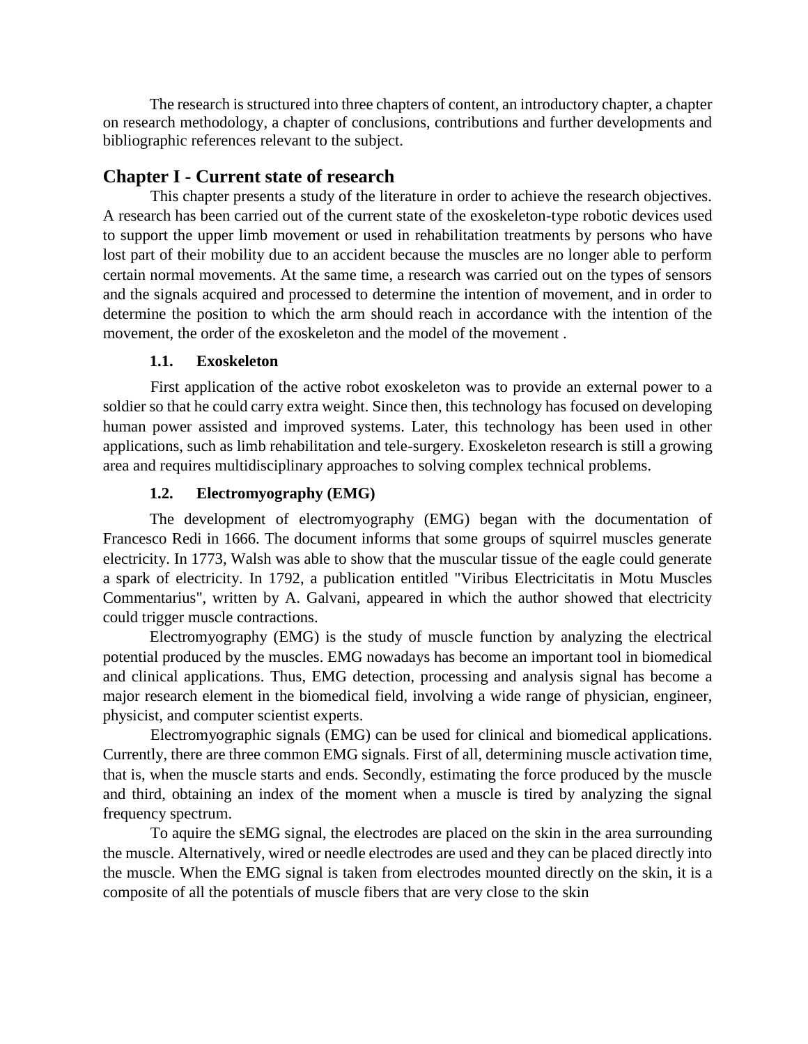The research is structured into three chapters of content, an introductory chapter, a chapter on research methodology, a chapter of conclusions, contributions and further developments and bibliographic references relevant to the subject.

## Chapter I - Current state of research

This chapter presents a study of the literature in order to achieve the research objectives. A research has been carried out of the current state of the exoskeleton-type robotic devices used to support the upper limb movement or used in rehabilitation treatments by persons who have lost part of their mobility due to an accident because the muscles are no longer able to perform certain normal movements. At the same time, a research was carried out on the types of sensors and the signals acquired and processed to determine the intention of movement, and in order to determine the position to which the arm should reach in accordance with the intention of the movement, the order of the exoskeleton and the model of the movement .

### 1.1. Exoskeleton

First application of the active robot exoskeleton was to provide an external power to a soldier so that he could carry extra weight. Since then, this technology has focused on developing human power assisted and improved systems. Later, this technology has been used in other applications, such as limb rehabilitation and tele-surgery. Exoskeleton research is still a growing area and requires multidisciplinary approaches to solving complex technical problems.

### 1.2. Electromyography (EMG)

The development of electromyography (EMG) began with the documentation of Francesco Redi in 1666. The document informs that some groups of squirrel muscles generate electricity. In 1773, Walsh was able to show that the muscular tissue of the eagle could generate a spark of electricity. In 1792, a publication entitled "Viribus Electricitatis in Motu Muscles Commentarius", written by A. Galvani, appeared in which the author showed that electricity could trigger muscle contractions.

Electromyography (EMG) is the study of muscle function by analyzing the electrical potential produced by the muscles. EMG nowadays has become an important tool in biomedical and clinical applications. Thus, EMG detection, processing and analysis signal has become a major research element in the biomedical field, involving a wide range of physician, engineer, physicist, and computer scientist experts.

Electromyographic signals (EMG) can be used for clinical and biomedical applications. Currently, there are three common EMG signals. First of all, determining muscle activation time, that is, when the muscle starts and ends. Secondly, estimating the force produced by the muscle and third, obtaining an index of the moment when a muscle is tired by analyzing the signal frequency spectrum.

To aquire the sEMG signal, the electrodes are placed on the skin in the area surrounding the muscle. Alternatively, wired or needle electrodes are used and they can be placed directly into the muscle. When the EMG signal is taken from electrodes mounted directly on the skin, it is a composite of all the potentials of muscle fibers that are very close to the skin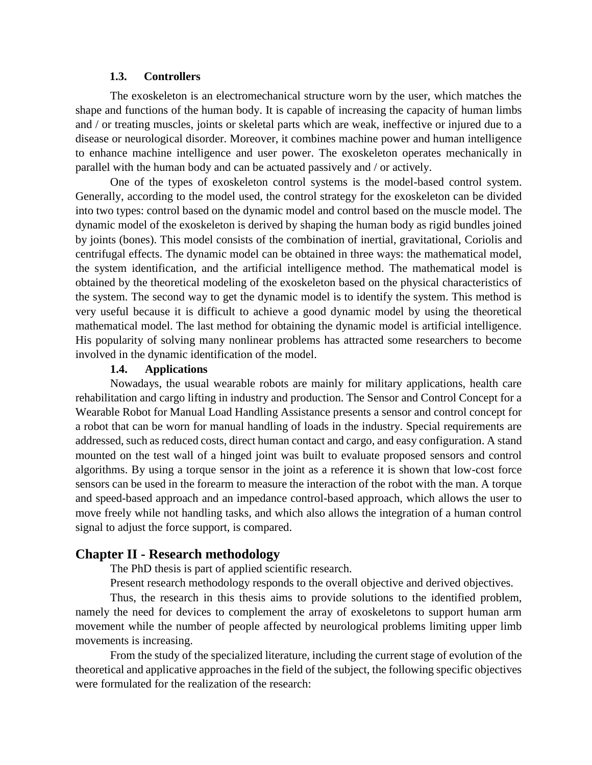### 1.3. Controllers

The exoskeleton is an electromechanical structure worn by the user, which matches the shape and functions of the human body. It is capable of increasing the capacity of human limbs and / or treating muscles, joints or skeletal parts which are weak, ineffective or injured due to a disease or neurological disorder. Moreover, it combines machine power and human intelligence to enhance machine intelligence and user power. The exoskeleton operates mechanically in parallel with the human body and can be actuated passively and / or actively.

One of the types of exoskeleton control systems is the model-based control system. Generally, according to the model used, the control strategy for the exoskeleton can be divided into two types: control based on the dynamic model and control based on the muscle model. The dynamic model of the exoskeleton is derived by shaping the human body as rigid bundles joined by joints (bones). This model consists of the combination of inertial, gravitational, Coriolis and centrifugal effects. The dynamic model can be obtained in three ways: the mathematical model, the system identification, and the artificial intelligence method. The mathematical model is obtained by the theoretical modeling of the exoskeleton based on the physical characteristics of the system. The second way to get the dynamic model is to identify the system. This method is very useful because it is difficult to achieve a good dynamic model by using the theoretical mathematical model. The last method for obtaining the dynamic model is artificial intelligence. His popularity of solving many nonlinear problems has attracted some researchers to become involved in the dynamic identification of the model.

### 1.4. Applications

Nowadays, the usual wearable robots are mainly for military applications, health care rehabilitation and cargo lifting in industry and production. The Sensor and Control Concept for a Wearable Robot for Manual Load Handling Assistance presents a sensor and control concept for a robot that can be worn for manual handling of loads in the industry. Special requirements are addressed, such as reduced costs, direct human contact and cargo, and easy configuration. A stand mounted on the test wall of a hinged joint was built to evaluate proposed sensors and control algorithms. By using a torque sensor in the joint as a reference it is shown that low-cost force sensors can be used in the forearm to measure the interaction of the robot with the man. A torque and speed-based approach and an impedance control-based approach, which allows the user to move freely while not handling tasks, and which also allows the integration of a human control signal to adjust the force support, is compared.

## Chapter II - Research methodology

The PhD thesis is part of applied scientific research.

Present research methodology responds to the overall objective and derived objectives.

Thus, the research in this thesis aims to provide solutions to the identified problem, namely the need for devices to complement the array of exoskeletons to support human arm movement while the number of people affected by neurological problems limiting upper limb movements is increasing.

From the study of the specialized literature, including the current stage of evolution of the theoretical and applicative approaches in the field of the subject, the following specific objectives were formulated for the realization of the research: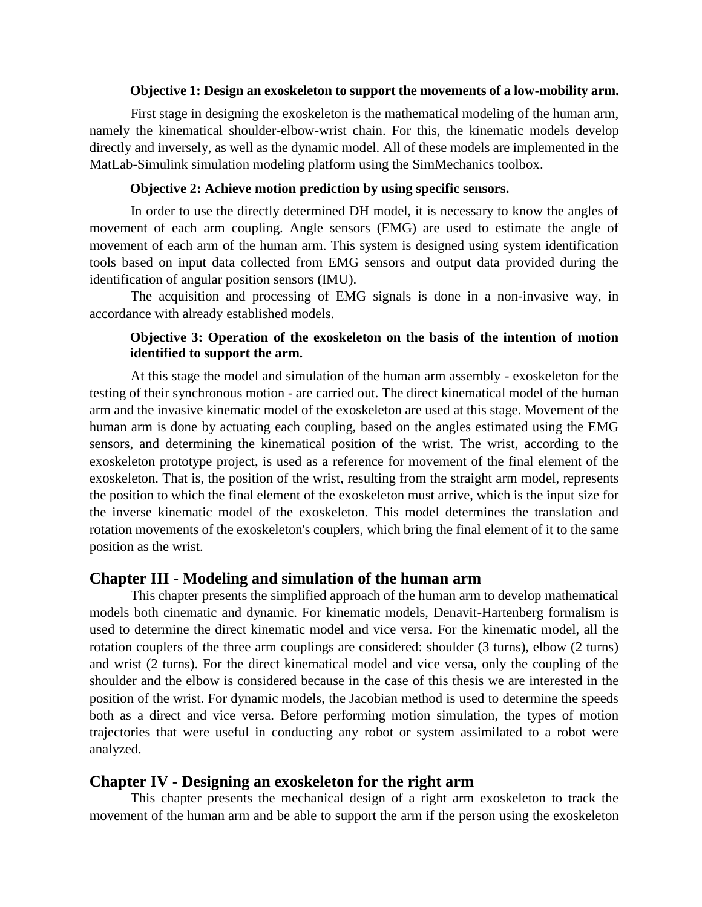**Objective 1: Design an exoskeleton to support the movements of a low-mobility arm.**

First stage in designing the exoskeleton is the mathematical modeling of the human arm, namely the kinematical shoulder-elbow-wrist chain. For this, the kinematic models develop directly and inversely, as well as the dynamic model. All of these models are implemented in the MatLab-Simulink simulation modeling platform using the SimMechanics toolbox.

**Objective 2: Achieve motion prediction by using specific sensors.**

In order to use the directly determined DH model, it is necessary to know the angles of movement of each arm coupling. Angle sensors (EMG) are used to estimate the angle of movement of each arm of the human arm. This system is designed using system identification tools based on input data collected from EMG sensors and output data provided during the identification of angular position sensors (IMU).

The acquisition and processing of EMG signals is done in a non-invasive way, in accordance with already established models.

**Objective 3: Operation of the exoskeleton on the basis of the intention of motion identified to support the arm.**

At this stage the model and simulation of the human arm assembly - exoskeleton for the testing of their synchronous motion - are carried out. The direct kinematical model of the human arm and the invasive kinematic model of the exoskeleton are used at this stage. Movement of the human arm is done by actuating each coupling, based on the angles estimated using the EMG sensors, and determining the kinematical position of the wrist. The wrist, according to the exoskeleton prototype project, is used as a reference for movement of the final element of the exoskeleton. That is, the position of the wrist, resulting from the straight arm model, represents the position to which the final element of the exoskeleton must arrive, which is the input size for the inverse kinematic model of the exoskeleton. This model determines the translation and rotation movements of the exoskeleton's couplers, which bring the final element of it to the same position as the wrist.

## Chapter III - Modeling and simulation of the human arm

This chapter presents the simplified approach of the human arm to develop mathematical models both cinematic and dynamic. For kinematic models, Denavit-Hartenberg formalism is used to determine the direct kinematic model and vice versa. For the kinematic model, all the rotation couplers of the three arm couplings are considered: shoulder (3 turns), elbow (2 turns) and wrist (2 turns). For the direct kinematical model and vice versa, only the coupling of the shoulder and the elbow is considered because in the case of this thesis we are interested in the position of the wrist. For dynamic models, the Jacobian method is used to determine the speeds both as a direct and vice versa. Before performing motion simulation, the types of motion trajectories that were useful in conducting any robot or system assimilated to a robot were analyzed.

## Chapter IV - Designing an exoskeleton for the right arm

This chapter presents the mechanical design of a right arm exoskeleton to track the movement of the human arm and be able to support the arm if the person using the exoskeleton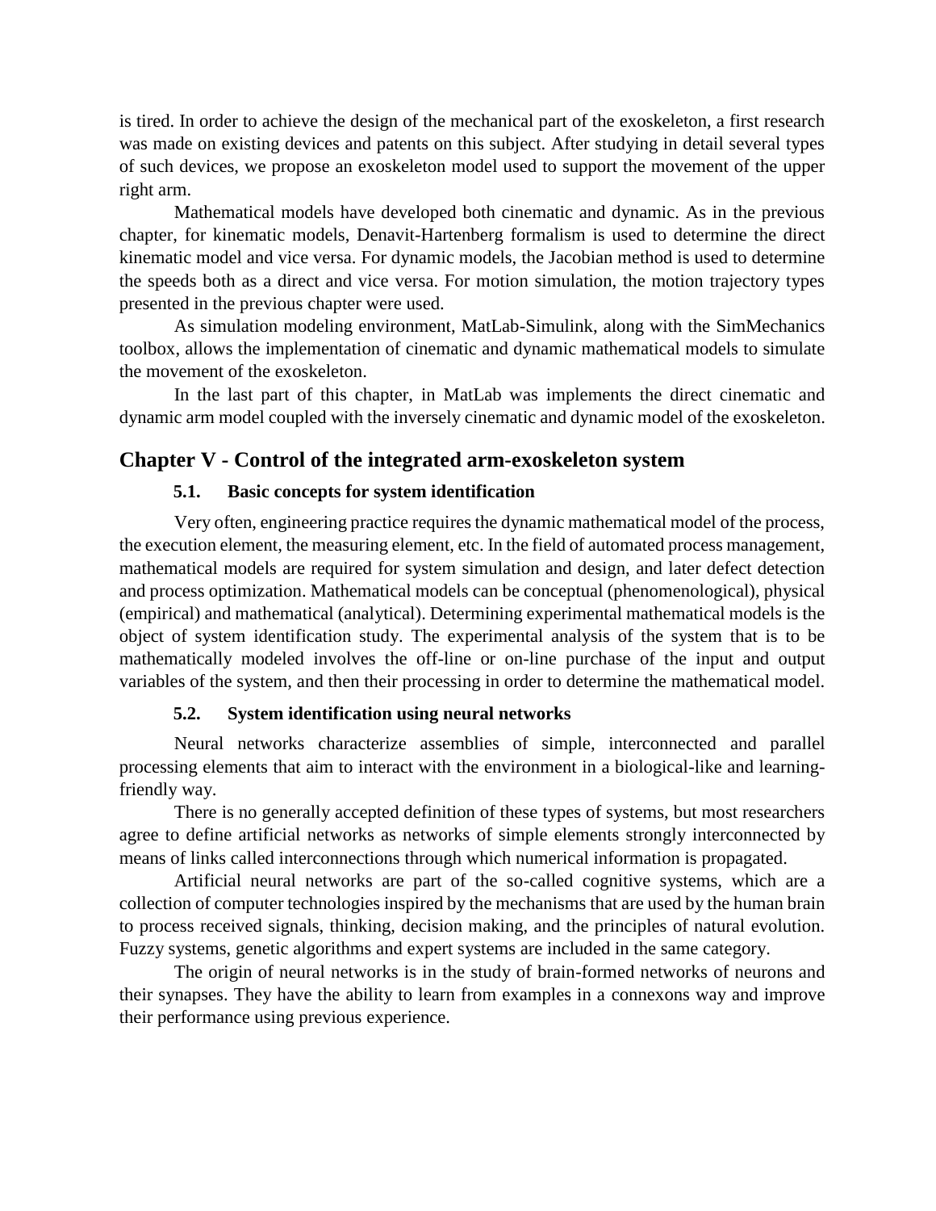is tired. In order to achieve the design of the mechanical part of the exoskeleton, a first research was made on existing devices and patents on this subject. After studying in detail several types of such devices, we propose an exoskeleton model used to support the movement of the upper right arm.

Mathematical models have developed both cinematic and dynamic. As in the previous chapter, for kinematic models, Denavit-Hartenberg formalism is used to determine the direct kinematic model and vice versa. For dynamic models, the Jacobian method is used to determine the speeds both as a direct and vice versa. For motion simulation, the motion trajectory types presented in the previous chapter were used.

As simulation modeling environment, MatLab-Simulink, along with the SimMechanics toolbox, allows the implementation of cinematic and dynamic mathematical models to simulate the movement of the exoskeleton.

In the last part of this chapter, in MatLab was implements the direct cinematic and dynamic arm model coupled with the inversely cinematic and dynamic model of the exoskeleton.

## Chapter V - Control of the integrated arm-exoskeleton system

### 5.1. Basic concepts for system identification

Very often, engineering practice requires the dynamic mathematical model of the process, the execution element, the measuring element, etc. In the field of automated process management, mathematical models are required for system simulation and design, and later defect detection and process optimization. Mathematical models can be conceptual (phenomenological), physical (empirical) and mathematical (analytical). Determining experimental mathematical models is the object of system identification study. The experimental analysis of the system that is to be mathematically modeled involves the off-line or on-line purchase of the input and output variables of the system, and then their processing in order to determine the mathematical model.

### 5.2. System identification using neural networks

Neural networks characterize assemblies of simple, interconnected and parallel processing elements that aim to interact with the environment in a biological-like and learning-friendly way.

There is no generally accepted definition of these types of systems, but most researchers agree to define artificial networks as networks of simple elements strongly interconnected by means of links called interconnections through which numerical information is propagated.

Artificial neural networks are part of the so-called cognitive systems, which are a collection of computer technologies inspired by the mechanisms that are used by the human brain to process received signals, thinking, decision making, and the principles of natural evolution. Fuzzy systems, genetic algorithms and expert systems are included in the same category.

The origin of neural networks is in the study of brain-formed networks of neurons and their synapses. They have the ability to learn from examples in a connexons way and improve their performance using previous experience.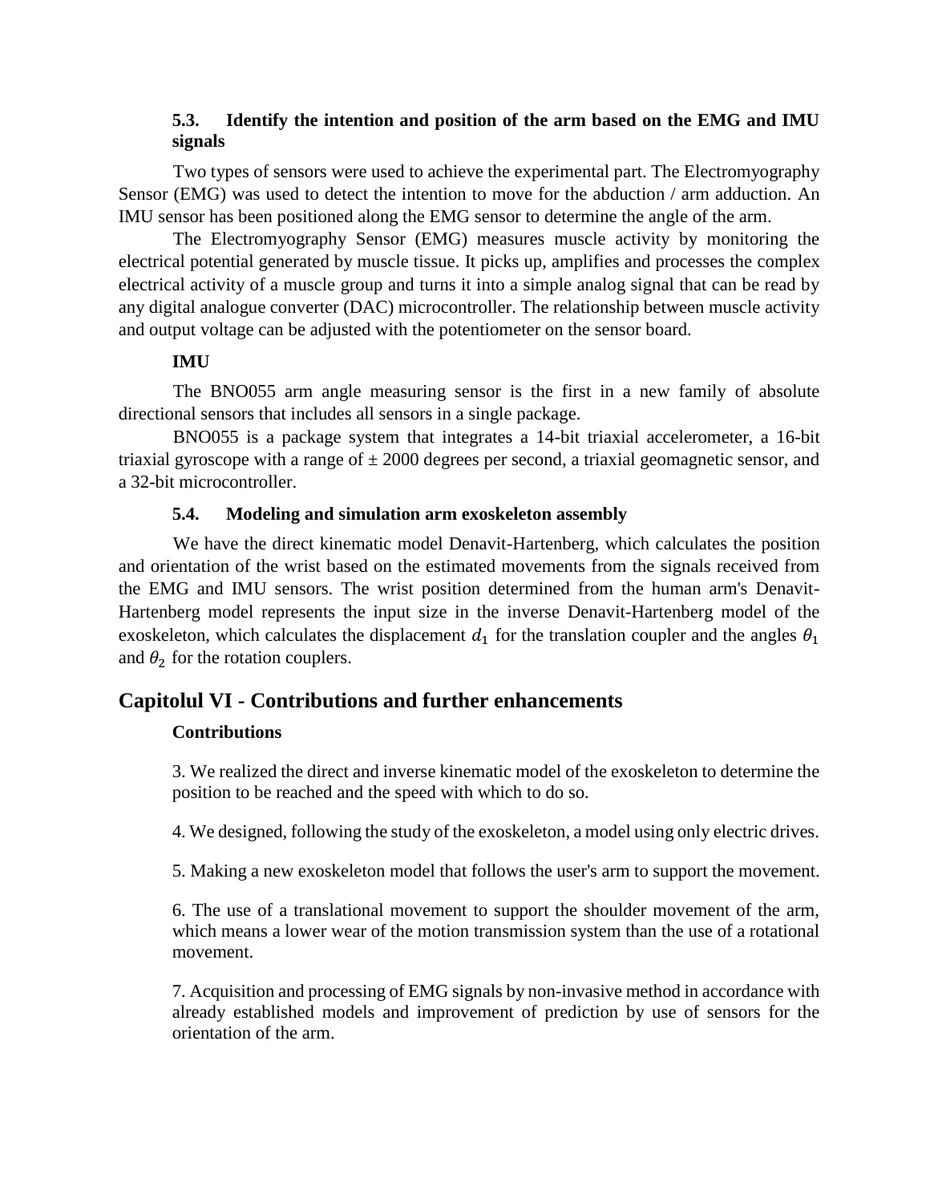### 5.3. Identify the intention and position of the arm based on the EMG and IMU signals

Two types of sensors were used to achieve the experimental part. The Electromyography Sensor (EMG) was used to detect the intention to move for the abduction / arm adduction. An IMU sensor has been positioned along the EMG sensor to determine the angle of the arm.

The Electromyography Sensor (EMG) measures muscle activity by monitoring the electrical potential generated by muscle tissue. It picks up, amplifies and processes the complex electrical activity of a muscle group and turns it into a simple analog signal that can be read by any digital analogue converter (DAC) microcontroller. The relationship between muscle activity and output voltage can be adjusted with the potentiometer on the sensor board.

**IMU**

The BNO055 arm angle measuring sensor is the first in a new family of absolute directional sensors that includes all sensors in a single package.

BNO055 is a package system that integrates a 14-bit triaxial accelerometer, a 16-bit triaxial gyroscope with a range of ± 2000 degrees per second, a triaxial geomagnetic sensor, and a 32-bit microcontroller.

### 5.4. Modeling and simulation arm exoskeleton assembly

We have the direct kinematic model Denavit-Hartenberg, which calculates the position and orientation of the wrist based on the estimated movements from the signals received from the EMG and IMU sensors. The wrist position determined from the human arm's Denavit-Hartenberg model represents the input size in the inverse Denavit-Hartenberg model of the exoskeleton, which calculates the displacement $d_1$ for the translation coupler and the angles $\theta_1$ and $\theta_2$ for the rotation couplers.

## Capitolul VI - Contributions and further enhancements

**Contributions**

3. We realized the direct and inverse kinematic model of the exoskeleton to determine the position to be reached and the speed with which to do so.

4. We designed, following the study of the exoskeleton, a model using only electric drives.

5. Making a new exoskeleton model that follows the user's arm to support the movement.

6. The use of a translational movement to support the shoulder movement of the arm, which means a lower wear of the motion transmission system than the use of a rotational movement.

7. Acquisition and processing of EMG signals by non-invasive method in accordance with already established models and improvement of prediction by use of sensors for the orientation of the arm.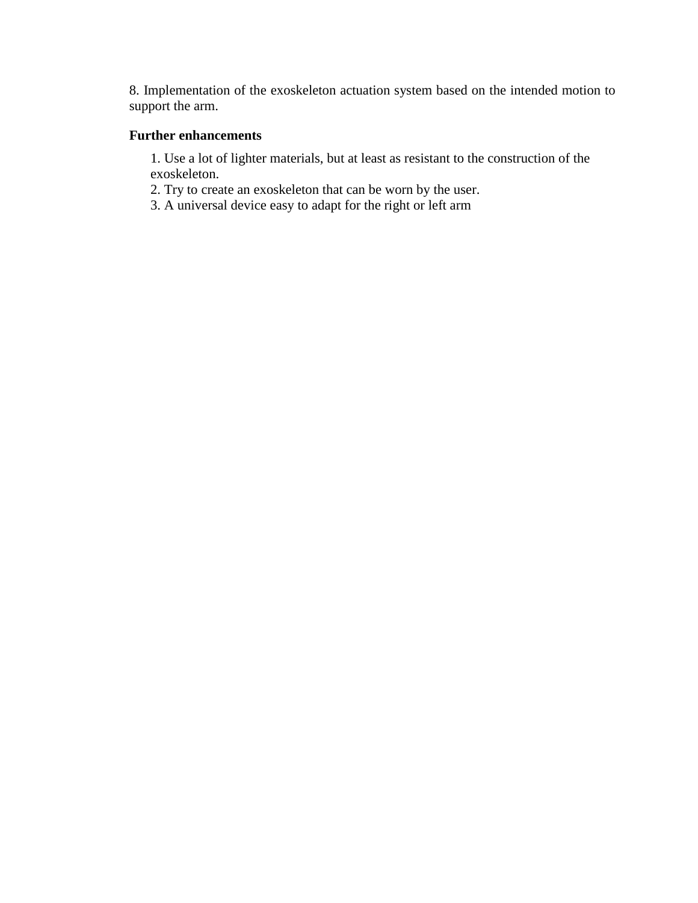8. Implementation of the exoskeleton actuation system based on the intended motion to support the arm.

**Further enhancements**

1. Use a lot of lighter materials, but at least as resistant to the construction of the exoskeleton.
2. Try to create an exoskeleton that can be worn by the user.
3. A universal device easy to adapt for the right or left arm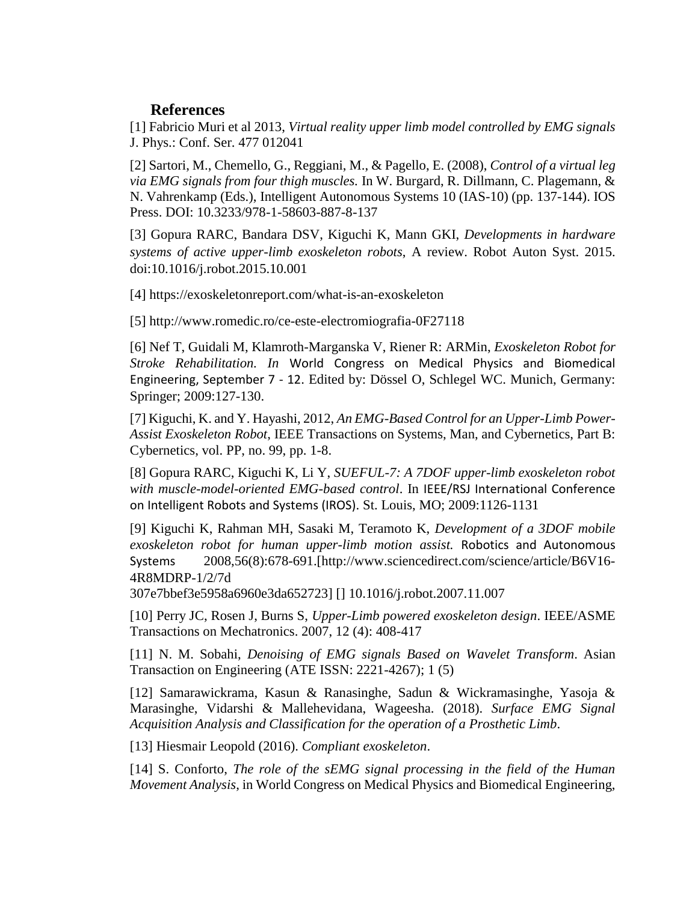## References

[1] Fabricio Muri et al 2013, *Virtual reality upper limb model controlled by EMG signals* J. Phys.: Conf. Ser. 477 012041

[2] Sartori, M., Chemello, G., Reggiani, M., & Pagello, E. (2008), *Control of a virtual leg via EMG signals from four thigh muscles.* In W. Burgard, R. Dillmann, C. Plagemann, & N. Vahrenkamp (Eds.), Intelligent Autonomous Systems 10 (IAS-10) (pp. 137-144). IOS Press. DOI: 10.3233/978-1-58603-887-8-137

[3] Gopura RARC, Bandara DSV, Kiguchi K, Mann GKI, *Developments in hardware systems of active upper-limb exoskeleton robots*, A review. Robot Auton Syst. 2015. doi:10.1016/j.robot.2015.10.001

[4] https://exoskeletonreport.com/what-is-an-exoskeleton

[5] http://www.romedic.ro/ce-este-electromiografia-0F27118

[6] Nef T, Guidali M, Klamroth-Marganska V, Riener R: ARMin, *Exoskeleton Robot for Stroke Rehabilitation. In* World Congress on Medical Physics and Biomedical Engineering, September 7 - 12. Edited by: Dössel O, Schlegel WC. Munich, Germany: Springer; 2009:127-130.

[7] Kiguchi, K. and Y. Hayashi, 2012, *An EMG-Based Control for an Upper-Limb Power-Assist Exoskeleton Robot*, IEEE Transactions on Systems, Man, and Cybernetics, Part B: Cybernetics, vol. PP, no. 99, pp. 1-8.

[8] Gopura RARC, Kiguchi K, Li Y, *SUEFUL-7: A 7DOF upper-limb exoskeleton robot with muscle-model-oriented EMG-based control*. In IEEE/RSJ International Conference on Intelligent Robots and Systems (IROS). St. Louis, MO; 2009:1126-1131

[9] Kiguchi K, Rahman MH, Sasaki M, Teramoto K, *Development of a 3DOF mobile exoskeleton robot for human upper-limb motion assist.* Robotics and Autonomous Systems 2008,56(8):678-691.[http://www.sciencedirect.com/science/article/B6V16-4R8MDRP-1/2/7d
307e7bbef3e5958a6960e3da652723] [] 10.1016/j.robot.2007.11.007

[10] Perry JC, Rosen J, Burns S, *Upper-Limb powered exoskeleton design*. IEEE/ASME Transactions on Mechatronics. 2007, 12 (4): 408-417

[11] N. M. Sobahi, *Denoising of EMG signals Based on Wavelet Transform*. Asian Transaction on Engineering (ATE ISSN: 2221-4267); 1 (5)

[12] Samarawickrama, Kasun & Ranasinghe, Sadun & Wickramasinghe, Yasoja & Marasinghe, Vidarshi & Mallehevidana, Wageesha. (2018). *Surface EMG Signal Acquisition Analysis and Classification for the operation of a Prosthetic Limb*.

[13] Hiesmair Leopold (2016). *Compliant exoskeleton*.

[14] S. Conforto, *The role of the sEMG signal processing in the field of the Human Movement Analysis*, in World Congress on Medical Physics and Biomedical Engineering,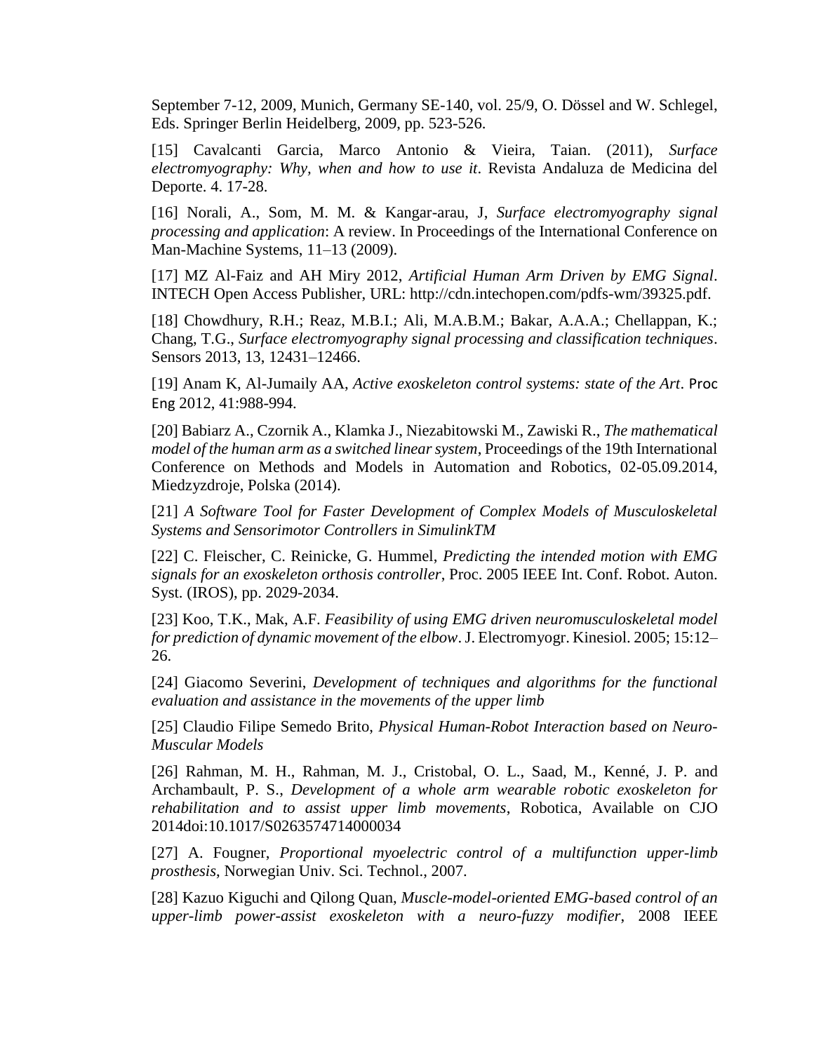September 7-12, 2009, Munich, Germany SE-140, vol. 25/9, O. Dössel and W. Schlegel, Eds. Springer Berlin Heidelberg, 2009, pp. 523-526.

[15] Cavalcanti Garcia, Marco Antonio & Vieira, Taian. (2011), *Surface electromyography: Why, when and how to use it*. Revista Andaluza de Medicina del Deporte. 4. 17-28.

[16] Norali, A., Som, M. M. & Kangar-arau, J, *Surface electromyography signal processing and application*: A review. In Proceedings of the International Conference on Man-Machine Systems, 11–13 (2009).

[17] MZ Al-Faiz and AH Miry 2012, *Artificial Human Arm Driven by EMG Signal*. INTECH Open Access Publisher, URL: http://cdn.intechopen.com/pdfs-wm/39325.pdf.

[18] Chowdhury, R.H.; Reaz, M.B.I.; Ali, M.A.B.M.; Bakar, A.A.A.; Chellappan, K.; Chang, T.G., *Surface electromyography signal processing and classification techniques*. Sensors 2013, 13, 12431–12466.

[19] Anam K, Al-Jumaily AA, *Active exoskeleton control systems: state of the Art*. Proc Eng 2012, 41:988-994.

[20] Babiarz A., Czornik A., Klamka J., Niezabitowski M., Zawiski R., *The mathematical model of the human arm as a switched linear system*, Proceedings of the 19th International Conference on Methods and Models in Automation and Robotics, 02-05.09.2014, Miedzyzdroje, Polska (2014).

[21] *A Software Tool for Faster Development of Complex Models of Musculoskeletal Systems and Sensorimotor Controllers in SimulinkTM*

[22] C. Fleischer, C. Reinicke, G. Hummel, *Predicting the intended motion with EMG signals for an exoskeleton orthosis controller*, Proc. 2005 IEEE Int. Conf. Robot. Auton. Syst. (IROS), pp. 2029-2034.

[23] Koo, T.K., Mak, A.F. *Feasibility of using EMG driven neuromusculoskeletal model for prediction of dynamic movement of the elbow*. J. Electromyogr. Kinesiol. 2005; 15:12–26.

[24] Giacomo Severini, *Development of techniques and algorithms for the functional evaluation and assistance in the movements of the upper limb*

[25] Claudio Filipe Semedo Brito, *Physical Human-Robot Interaction based on Neuro-Muscular Models*

[26] Rahman, M. H., Rahman, M. J., Cristobal, O. L., Saad, M., Kenné, J. P. and Archambault, P. S., *Development of a whole arm wearable robotic exoskeleton for rehabilitation and to assist upper limb movements*, Robotica, Available on CJO 2014doi:10.1017/S0263574714000034

[27] A. Fougner, *Proportional myoelectric control of a multifunction upper-limb prosthesis*, Norwegian Univ. Sci. Technol., 2007.

[28] Kazuo Kiguchi and Qilong Quan, *Muscle-model-oriented EMG-based control of an upper-limb power-assist exoskeleton with a neuro-fuzzy modifier*, 2008 IEEE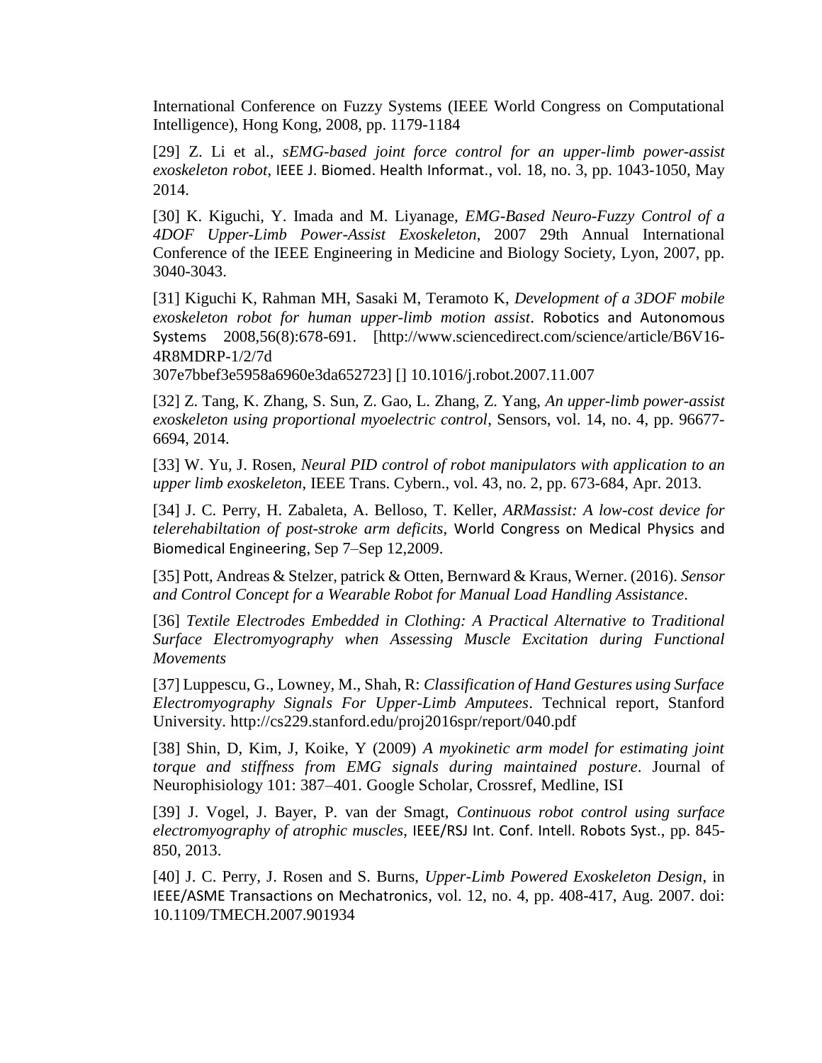International Conference on Fuzzy Systems (IEEE World Congress on Computational Intelligence), Hong Kong, 2008, pp. 1179-1184

[29] Z. Li et al., *sEMG-based joint force control for an upper-limb power-assist exoskeleton robot*, IEEE J. Biomed. Health Informat., vol. 18, no. 3, pp. 1043-1050, May 2014.

[30] K. Kiguchi, Y. Imada and M. Liyanage, *EMG-Based Neuro-Fuzzy Control of a 4DOF Upper-Limb Power-Assist Exoskeleton*, 2007 29th Annual International Conference of the IEEE Engineering in Medicine and Biology Society, Lyon, 2007, pp. 3040-3043.

[31] Kiguchi K, Rahman MH, Sasaki M, Teramoto K, *Development of a 3DOF mobile exoskeleton robot for human upper-limb motion assist*. Robotics and Autonomous Systems 2008,56(8):678-691. [http://www.sciencedirect.com/science/article/B6V16-4R8MDRP-1/2/7d307e7bbef3e5958a6960e3da652723] [] 10.1016/j.robot.2007.11.007

[32] Z. Tang, K. Zhang, S. Sun, Z. Gao, L. Zhang, Z. Yang, *An upper-limb power-assist exoskeleton using proportional myoelectric control*, Sensors, vol. 14, no. 4, pp. 96677-6694, 2014.

[33] W. Yu, J. Rosen, *Neural PID control of robot manipulators with application to an upper limb exoskeleton*, IEEE Trans. Cybern., vol. 43, no. 2, pp. 673-684, Apr. 2013.

[34] J. C. Perry, H. Zabaleta, A. Belloso, T. Keller, *ARMassist: A low-cost device for telerehabiltation of post-stroke arm deficits*, World Congress on Medical Physics and Biomedical Engineering, Sep 7–Sep 12,2009.

[35] Pott, Andreas & Stelzer, patrick & Otten, Bernward & Kraus, Werner. (2016). *Sensor and Control Concept for a Wearable Robot for Manual Load Handling Assistance*.

[36] *Textile Electrodes Embedded in Clothing: A Practical Alternative to Traditional Surface Electromyography when Assessing Muscle Excitation during Functional Movements*

[37] Luppescu, G., Lowney, M., Shah, R: *Classification of Hand Gestures using Surface Electromyography Signals For Upper-Limb Amputees*. Technical report, Stanford University. http://cs229.stanford.edu/proj2016spr/report/040.pdf

[38] Shin, D, Kim, J, Koike, Y (2009) *A myokinetic arm model for estimating joint torque and stiffness from EMG signals during maintained posture*. Journal of Neurophisiology 101: 387–401. Google Scholar, Crossref, Medline, ISI

[39] J. Vogel, J. Bayer, P. van der Smagt, *Continuous robot control using surface electromyography of atrophic muscles*, IEEE/RSJ Int. Conf. Intell. Robots Syst., pp. 845-850, 2013.

[40] J. C. Perry, J. Rosen and S. Burns, *Upper-Limb Powered Exoskeleton Design*, in IEEE/ASME Transactions on Mechatronics, vol. 12, no. 4, pp. 408-417, Aug. 2007. doi: 10.1109/TMECH.2007.901934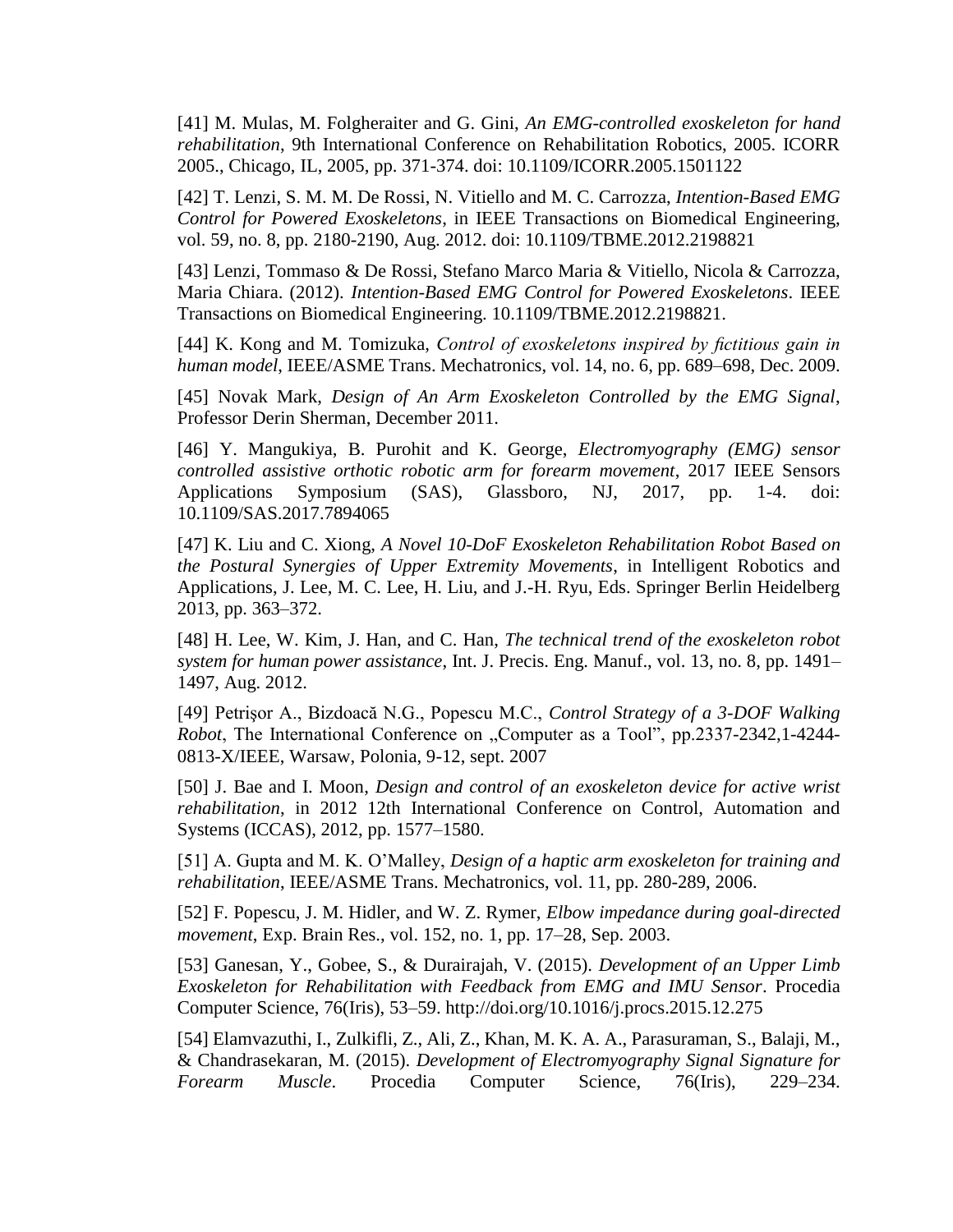[41] M. Mulas, M. Folgheraiter and G. Gini, *An EMG-controlled exoskeleton for hand rehabilitation*, 9th International Conference on Rehabilitation Robotics, 2005. ICORR 2005., Chicago, IL, 2005, pp. 371-374. doi: 10.1109/ICORR.2005.1501122

[42] T. Lenzi, S. M. M. De Rossi, N. Vitiello and M. C. Carrozza, *Intention-Based EMG Control for Powered Exoskeletons*, in IEEE Transactions on Biomedical Engineering, vol. 59, no. 8, pp. 2180-2190, Aug. 2012. doi: 10.1109/TBME.2012.2198821

[43] Lenzi, Tommaso & De Rossi, Stefano Marco Maria & Vitiello, Nicola & Carrozza, Maria Chiara. (2012). *Intention-Based EMG Control for Powered Exoskeletons*. IEEE Transactions on Biomedical Engineering. 10.1109/TBME.2012.2198821.

[44] K. Kong and M. Tomizuka, *Control of exoskeletons inspired by fictitious gain in human model*, IEEE/ASME Trans. Mechatronics, vol. 14, no. 6, pp. 689–698, Dec. 2009.

[45] Novak Mark, *Design of An Arm Exoskeleton Controlled by the EMG Signal*, Professor Derin Sherman, December 2011.

[46] Y. Mangukiya, B. Purohit and K. George, *Electromyography (EMG) sensor controlled assistive orthotic robotic arm for forearm movement*, 2017 IEEE Sensors Applications Symposium (SAS), Glassboro, NJ, 2017, pp. 1-4. doi: 10.1109/SAS.2017.7894065

[47] K. Liu and C. Xiong, *A Novel 10-DoF Exoskeleton Rehabilitation Robot Based on the Postural Synergies of Upper Extremity Movements*, in Intelligent Robotics and Applications, J. Lee, M. C. Lee, H. Liu, and J.-H. Ryu, Eds. Springer Berlin Heidelberg 2013, pp. 363–372.

[48] H. Lee, W. Kim, J. Han, and C. Han, *The technical trend of the exoskeleton robot system for human power assistance*, Int. J. Precis. Eng. Manuf., vol. 13, no. 8, pp. 1491–1497, Aug. 2012.

[49] Petrişor A., Bizdoacă N.G., Popescu M.C., *Control Strategy of a 3-DOF Walking Robot*, The International Conference on „Computer as a Tool", pp.2337-2342,1-4244-0813-X/IEEE, Warsaw, Polonia, 9-12, sept. 2007

[50] J. Bae and I. Moon, *Design and control of an exoskeleton device for active wrist rehabilitation*, in 2012 12th International Conference on Control, Automation and Systems (ICCAS), 2012, pp. 1577–1580.

[51] A. Gupta and M. K. O'Malley, *Design of a haptic arm exoskeleton for training and rehabilitation*, IEEE/ASME Trans. Mechatronics, vol. 11, pp. 280-289, 2006.

[52] F. Popescu, J. M. Hidler, and W. Z. Rymer, *Elbow impedance during goal-directed movement*, Exp. Brain Res., vol. 152, no. 1, pp. 17–28, Sep. 2003.

[53] Ganesan, Y., Gobee, S., & Durairajah, V. (2015). *Development of an Upper Limb Exoskeleton for Rehabilitation with Feedback from EMG and IMU Sensor*. Procedia Computer Science, 76(Iris), 53–59. http://doi.org/10.1016/j.procs.2015.12.275

[54] Elamvazuthi, I., Zulkifli, Z., Ali, Z., Khan, M. K. A. A., Parasuraman, S., Balaji, M., & Chandrasekaran, M. (2015). *Development of Electromyography Signal Signature for Forearm Muscle*. Procedia Computer Science, 76(Iris), 229–234.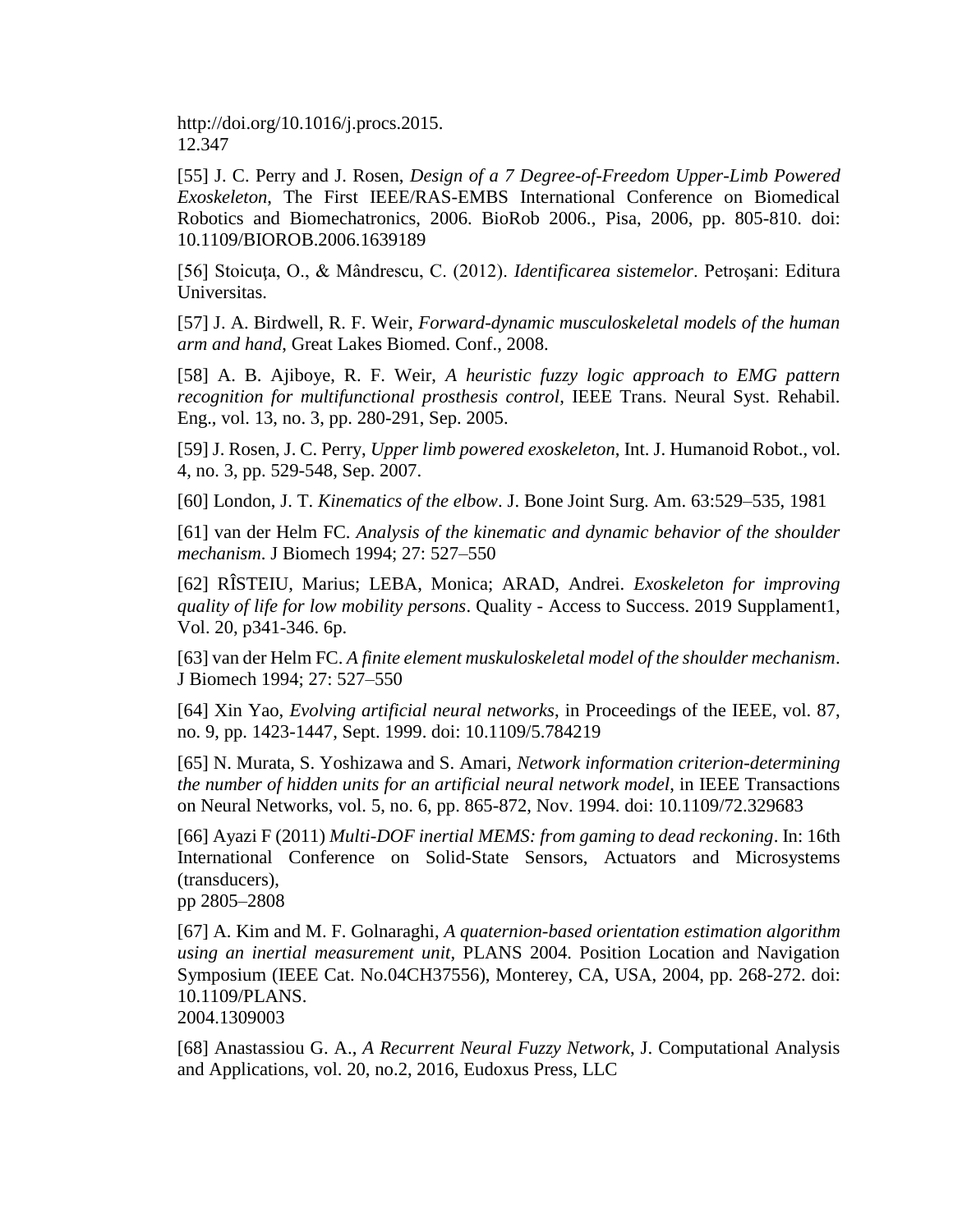http://doi.org/10.1016/j.procs.2015.
12.347

[55] J. C. Perry and J. Rosen, *Design of a 7 Degree-of-Freedom Upper-Limb Powered Exoskeleton*, The First IEEE/RAS-EMBS International Conference on Biomedical Robotics and Biomechatronics, 2006. BioRob 2006., Pisa, 2006, pp. 805-810. doi: 10.1109/BIOROB.2006.1639189

[56] Stoicuța, O., & Mândrescu, C. (2012). *Identificarea sistemelor*. Petroșani: Editura Universitas.

[57] J. A. Birdwell, R. F. Weir, *Forward-dynamic musculoskeletal models of the human arm and hand*, Great Lakes Biomed. Conf., 2008.

[58] A. B. Ajiboye, R. F. Weir, *A heuristic fuzzy logic approach to EMG pattern recognition for multifunctional prosthesis control*, IEEE Trans. Neural Syst. Rehabil. Eng., vol. 13, no. 3, pp. 280-291, Sep. 2005.

[59] J. Rosen, J. C. Perry, *Upper limb powered exoskeleton*, Int. J. Humanoid Robot., vol. 4, no. 3, pp. 529-548, Sep. 2007.

[60] London, J. T. *Kinematics of the elbow*. J. Bone Joint Surg. Am. 63:529–535, 1981

[61] van der Helm FC. *Analysis of the kinematic and dynamic behavior of the shoulder mechanism*. J Biomech 1994; 27: 527–550

[62] RÎSTEIU, Marius; LEBA, Monica; ARAD, Andrei. *Exoskeleton for improving quality of life for low mobility persons*. Quality - Access to Success. 2019 Supplament1, Vol. 20, p341-346. 6p.

[63] van der Helm FC. *A finite element muskuloskeletal model of the shoulder mechanism*. J Biomech 1994; 27: 527–550

[64] Xin Yao, *Evolving artificial neural networks*, in Proceedings of the IEEE, vol. 87, no. 9, pp. 1423-1447, Sept. 1999. doi: 10.1109/5.784219

[65] N. Murata, S. Yoshizawa and S. Amari, *Network information criterion-determining the number of hidden units for an artificial neural network model*, in IEEE Transactions on Neural Networks, vol. 5, no. 6, pp. 865-872, Nov. 1994. doi: 10.1109/72.329683

[66] Ayazi F (2011) *Multi-DOF inertial MEMS: from gaming to dead reckoning*. In: 16th International Conference on Solid-State Sensors, Actuators and Microsystems (transducers),
pp 2805–2808

[67] A. Kim and M. F. Golnaraghi, *A quaternion-based orientation estimation algorithm using an inertial measurement unit*, PLANS 2004. Position Location and Navigation Symposium (IEEE Cat. No.04CH37556), Monterey, CA, USA, 2004, pp. 268-272. doi: 10.1109/PLANS.
2004.1309003

[68] Anastassiou G. A., *A Recurrent Neural Fuzzy Network*, J. Computational Analysis and Applications, vol. 20, no.2, 2016, Eudoxus Press, LLC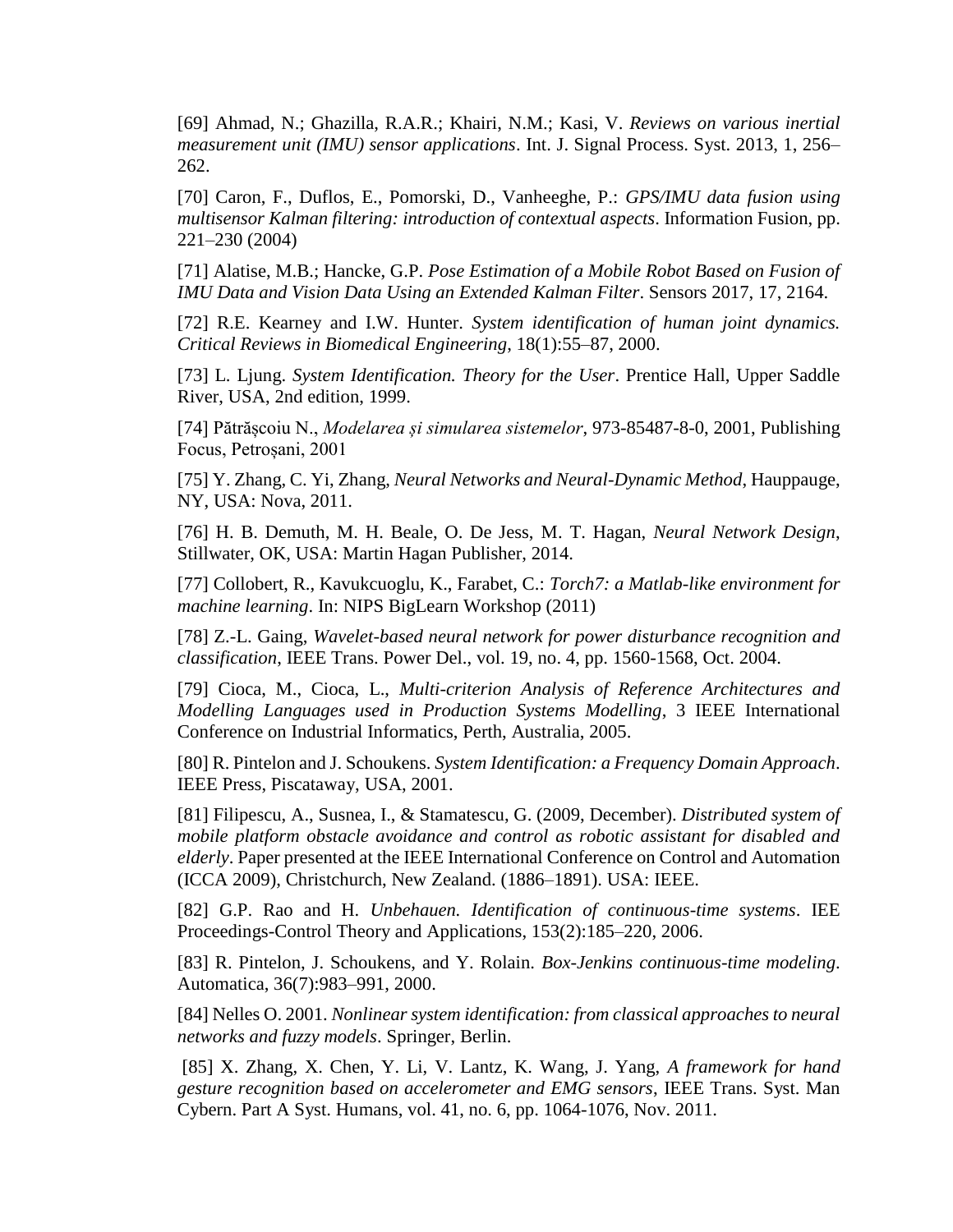[69] Ahmad, N.; Ghazilla, R.A.R.; Khairi, N.M.; Kasi, V. *Reviews on various inertial measurement unit (IMU) sensor applications*. Int. J. Signal Process. Syst. 2013, 1, 256–262.

[70] Caron, F., Duflos, E., Pomorski, D., Vanheeghe, P.: *GPS/IMU data fusion using multisensor Kalman filtering: introduction of contextual aspects*. Information Fusion, pp. 221–230 (2004)

[71] Alatise, M.B.; Hancke, G.P. *Pose Estimation of a Mobile Robot Based on Fusion of IMU Data and Vision Data Using an Extended Kalman Filter*. Sensors 2017, 17, 2164.

[72] R.E. Kearney and I.W. Hunter. *System identification of human joint dynamics. Critical Reviews in Biomedical Engineering*, 18(1):55–87, 2000.

[73] L. Ljung. *System Identification. Theory for the User*. Prentice Hall, Upper Saddle River, USA, 2nd edition, 1999.

[74] Pătrășcoiu N., *Modelarea și simularea sistemelor*, 973-85487-8-0, 2001, Publishing Focus, Petroșani, 2001

[75] Y. Zhang, C. Yi, Zhang, *Neural Networks and Neural-Dynamic Method*, Hauppauge, NY, USA: Nova, 2011.

[76] H. B. Demuth, M. H. Beale, O. De Jess, M. T. Hagan, *Neural Network Design*, Stillwater, OK, USA: Martin Hagan Publisher, 2014.

[77] Collobert, R., Kavukcuoglu, K., Farabet, C.: *Torch7: a Matlab-like environment for machine learning*. In: NIPS BigLearn Workshop (2011)

[78] Z.-L. Gaing, *Wavelet-based neural network for power disturbance recognition and classification*, IEEE Trans. Power Del., vol. 19, no. 4, pp. 1560-1568, Oct. 2004.

[79] Cioca, M., Cioca, L., *Multi-criterion Analysis of Reference Architectures and Modelling Languages used in Production Systems Modelling*, 3 IEEE International Conference on Industrial Informatics, Perth, Australia, 2005.

[80] R. Pintelon and J. Schoukens. *System Identification: a Frequency Domain Approach*. IEEE Press, Piscataway, USA, 2001.

[81] Filipescu, A., Susnea, I., & Stamatescu, G. (2009, December). *Distributed system of mobile platform obstacle avoidance and control as robotic assistant for disabled and elderly*. Paper presented at the IEEE International Conference on Control and Automation (ICCA 2009), Christchurch, New Zealand. (1886–1891). USA: IEEE.

[82] G.P. Rao and H. *Unbehauen. Identification of continuous-time systems*. IEE Proceedings-Control Theory and Applications, 153(2):185–220, 2006.

[83] R. Pintelon, J. Schoukens, and Y. Rolain. *Box-Jenkins continuous-time modeling*. Automatica, 36(7):983–991, 2000.

[84] Nelles O. 2001. *Nonlinear system identification: from classical approaches to neural networks and fuzzy models*. Springer, Berlin.

[85] X. Zhang, X. Chen, Y. Li, V. Lantz, K. Wang, J. Yang, *A framework for hand gesture recognition based on accelerometer and EMG sensors*, IEEE Trans. Syst. Man Cybern. Part A Syst. Humans, vol. 41, no. 6, pp. 1064-1076, Nov. 2011.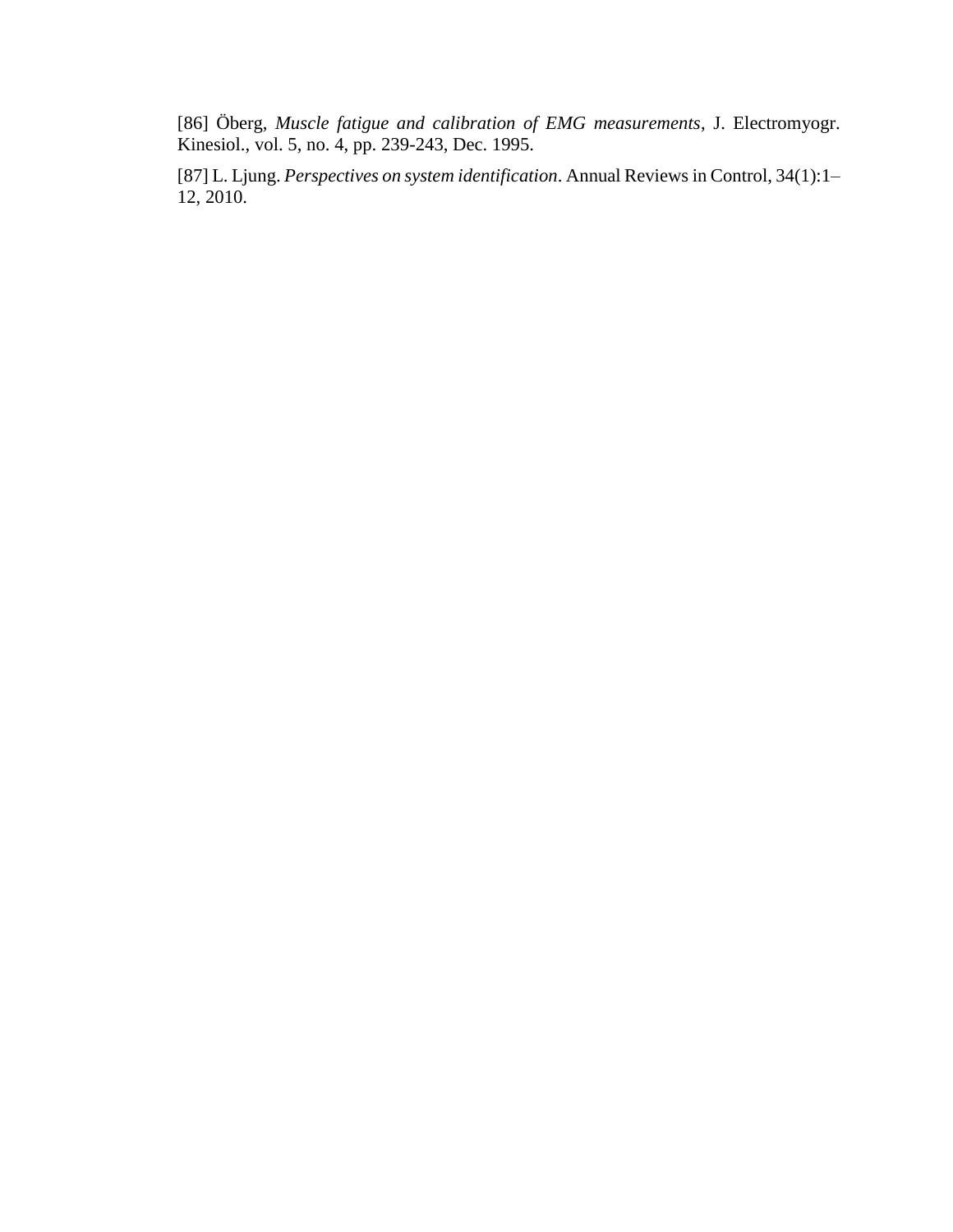[86] Öberg, *Muscle fatigue and calibration of EMG measurements*, J. Electromyogr. Kinesiol., vol. 5, no. 4, pp. 239-243, Dec. 1995.

[87] L. Ljung. *Perspectives on system identification*. Annual Reviews in Control, 34(1):1–12, 2010.